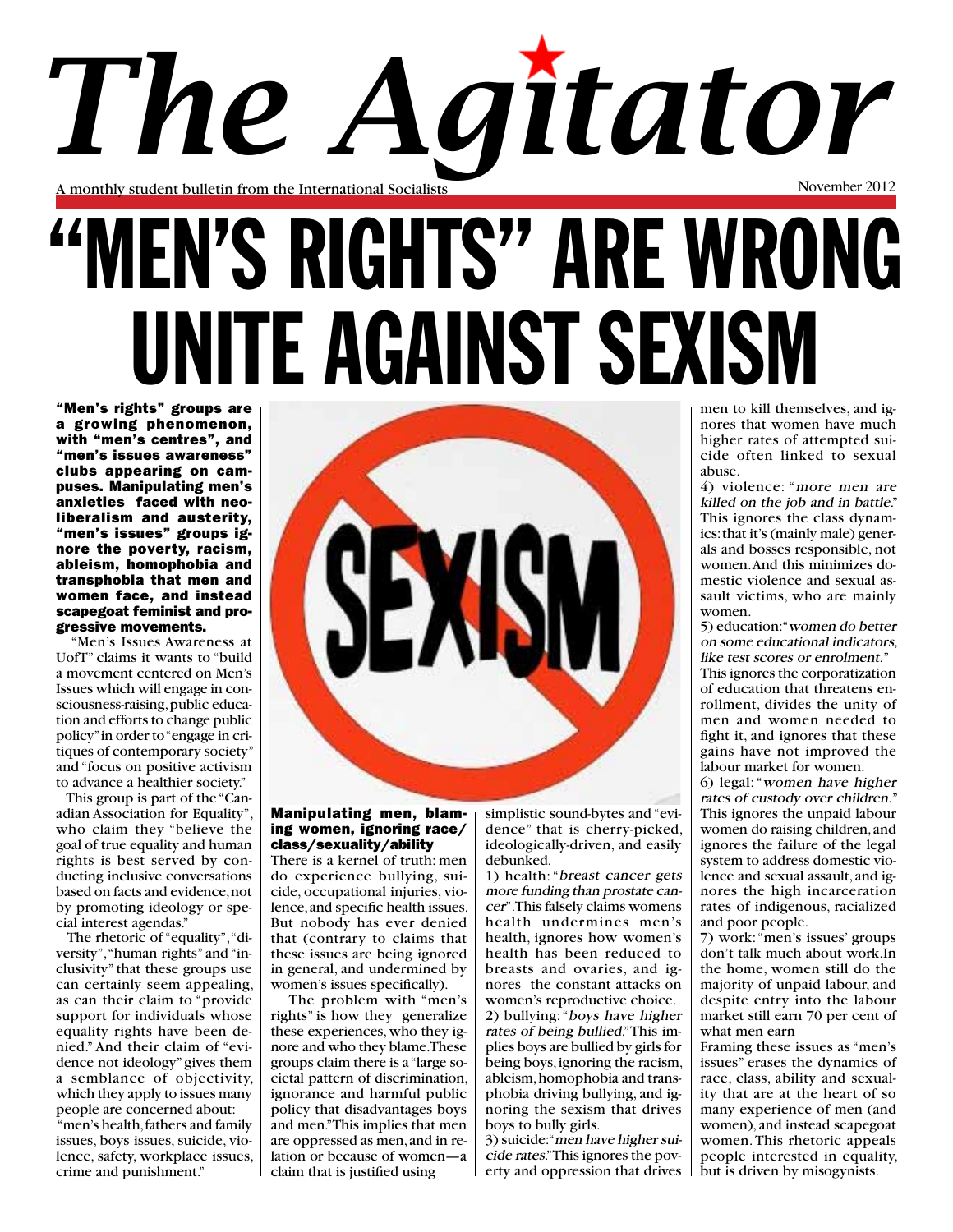# The Agitator

A monthly student bulletin from the International Socialists

November 2012

# "MEN'S RIGHTS" ARE WRONG UNITE AGAINST SEXISM

**"Men's rights" groups are a growing phenomenon, with "men's centres", and "men's issues awareness" clubs appearing on campuses. Manipulating men's anxieties faced with neoliberalism and austerity, "men's issues" groups ignore the poverty, racism, ableism, homophobia and transphobia that men and women face, and instead scapegoat feminist and progressive movements.**

"Men's Issues Awareness at UofT" claims it wants to "build a movement centered on Men's Issues which will engage in consciousness-raising, public education and efforts to change public policy" in order to "engage in critiques of contemporary society" and "focus on positive activism to advance a healthier society."

This group is part of the "Canadian Association for Equality", who claim they "believe the goal of true equality and human rights is best served by conducting inclusive conversations based on facts and evidence, not by promoting ideology or special interest agendas."

The rhetoric of "equality", "diversity", "human rights" and "inclusivity" that these groups use can certainly seem appealing, as can their claim to "provide support for individuals whose equality rights have been denied." And their claim of "evidence not ideology" gives them a semblance of objectivity, which they apply to issues many people are concerned about: "men's health, fathers and family issues, boys issues, suicide, violence, safety, workplace issues, crime and punishment."

### Manipulating men, blaming women, ignoring race/class/sexuality/ability

There is a kernel of truth: men do experience bullying, suicide, occupational injuries, violence, and specific health issues. But nobody has ever denied that (contrary to claims that these issues are being ignored in general, and undermined by women's issues specifically).

The problem with "men's rights" is how they generalize these experiences, who they ignore and who they blame. These groups claim there is a "large societal pattern of discrimination, ignorance and harmful public policy that disadvantages boys and men." This implies that men are oppressed as men, and in relation or because of women—a claim that is justified using simplistic sound-bytes and "evidence" that is cherry-picked, ideologically-driven, and easily debunked.

1) health: "*breast cancer gets more funding than prostate cancer*". This falsely claims womens health undermines men's health, ignores how women's health has been reduced to breasts and ovaries, and ignores the constant attacks on women's reproductive choice.

2) bullying: "*boys have higher rates of being bullied.*" This implies boys are bullied by girls for being boys, ignoring the racism, ableism, homophobia and transphobia driving bullying, and ignoring the sexism that drives boys to bully girls.

3) suicide: "*men have higher suicide rates.*" This ignores the poverty and oppression that drives men to kill themselves, and ignores that women have much higher rates of attempted suicide often linked to sexual abuse.

4) violence: "*more men are killed on the job and in battle.*" This ignores the class dynamics: that it's (mainly male) generals and bosses responsible, not women. And this minimizes domestic violence and sexual assault victims, who are mainly women.

5) education: "*women do better on some educational indicators, like test scores or enrolment.*" This ignores the corporatization of education that threatens enrollment, divides the unity of men and women needed to fight it, and ignores that these gains have not improved the labour market for women.

6) legal: "*women have higher rates of custody over children.*" This ignores the unpaid labour women do raising children, and ignores the failure of the legal system to address domestic violence and sexual assault, and ignores the high incarceration rates of indigenous, racialized and poor people.

7) work: "men's issues' groups don't talk much about work. In the home, women still do the majority of unpaid labour, and despite entry into the labour market still earn 70 per cent of what men earn

Framing these issues as "men's issues" erases the dynamics of race, class, ability and sexuality that are at the heart of so many experience of men (and women), and instead scapegoat women. This rhetoric appeals people interested in equality, but is driven by misogynists.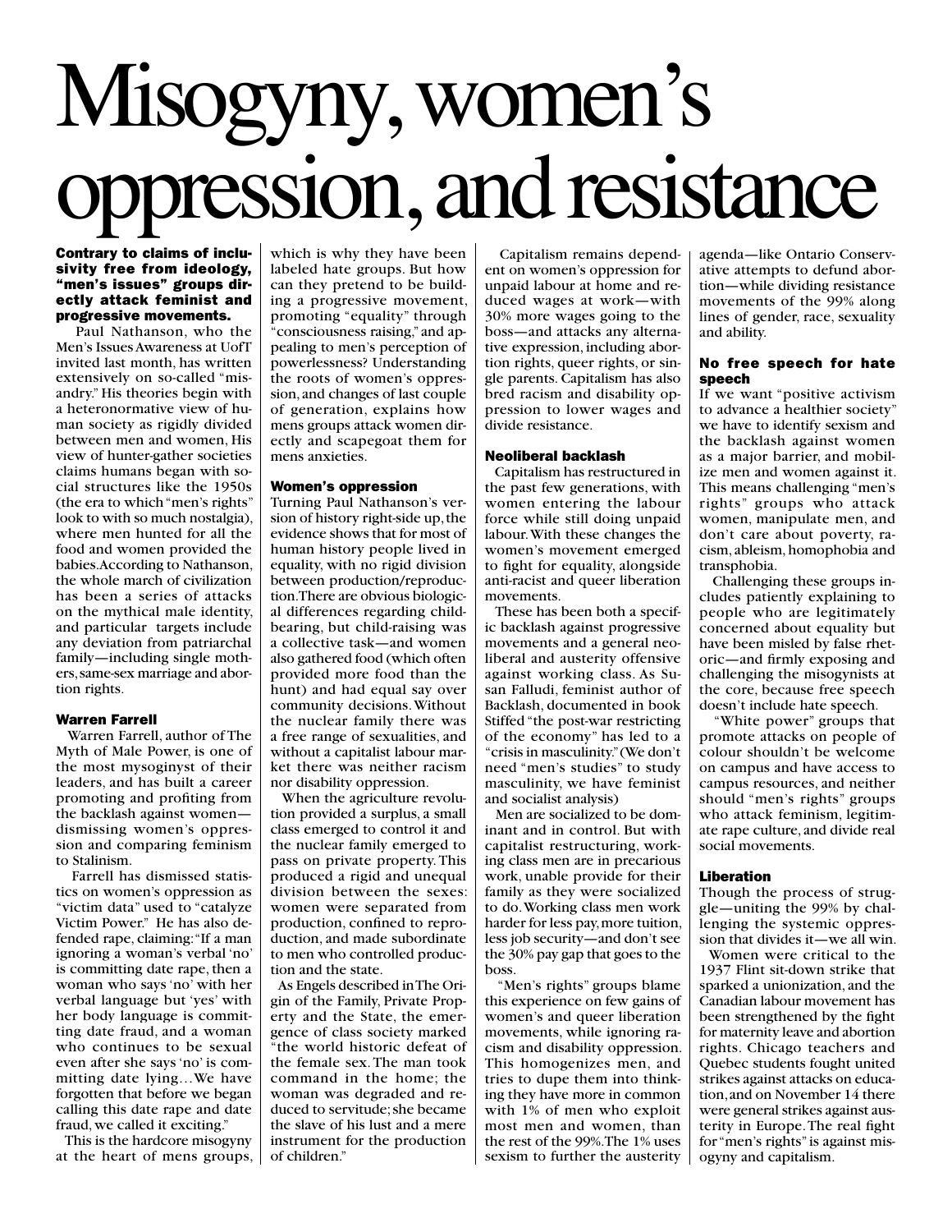# Misogyny, women's oppression, and resistance

**Contrary to claims of inclusivity free from ideology, "men's issues" groups directly attack feminist and progressive movements.**

Paul Nathanson, who the Men's Issues Awareness at UofT invited last month, has written extensively on so-called "misandry." His theories begin with a heteronormative view of human society as rigidly divided between men and women, His view of hunter-gather societies claims humans began with social structures like the 1950s (the era to which "men's rights" look to with so much nostalgia), where men hunted for all the food and women provided the babies.According to Nathanson, the whole march of civilization has been a series of attacks on the mythical male identity, and particular targets include any deviation from patriarchal family—including single mothers, same-sex marriage and abortion rights.

### Warren Farrell

Warren Farrell, author of The Myth of Male Power, is one of the most mysoginyst of their leaders, and has built a career promoting and profiting from the backlash against women—dismissing women's oppression and comparing feminism to Stalinism.

Farrell has dismissed statistics on women's oppression as "victim data" used to "catalyze Victim Power." He has also defended rape, claiming: "If a man ignoring a woman's verbal 'no' is committing date rape, then a woman who says 'no' with her verbal language but 'yes' with her body language is committing date fraud, and a woman who continues to be sexual even after she says 'no' is committing date lying…We have forgotten that before we began calling this date rape and date fraud, we called it exciting."

This is the hardcore misogyny at the heart of mens groups, which is why they have been labeled hate groups. But how can they pretend to be building a progressive movement, promoting "equality" through "consciousness raising," and appealing to men's perception of powerlessness? Understanding the roots of women's oppression, and changes of last couple of generation, explains how mens groups attack women directly and scapegoat them for mens anxieties.

### Women's oppression

Turning Paul Nathanson's version of history right-side up, the evidence shows that for most of human history people lived in equality, with no rigid division between production/reproduction. There are obvious biological differences regarding childbearing, but child-raising was a collective task—and women also gathered food (which often provided more food than the hunt) and had equal say over community decisions. Without the nuclear family there was a free range of sexualities, and without a capitalist labour market there was neither racism nor disability oppression.

When the agriculture revolution provided a surplus, a small class emerged to control it and the nuclear family emerged to pass on private property. This produced a rigid and unequal division between the sexes: women were separated from production, confined to reproduction, and made subordinate to men who controlled production and the state.

As Engels described in The Origin of the Family, Private Property and the State, the emergence of class society marked "the world historic defeat of the female sex. The man took command in the home; the woman was degraded and reduced to servitude; she became the slave of his lust and a mere instrument for the production of children."

Capitalism remains dependent on women's oppression for unpaid labour at home and reduced wages at work—with 30% more wages going to the boss—and attacks any alternative expression, including abortion rights, queer rights, or single parents. Capitalism has also bred racism and disability oppression to lower wages and divide resistance.

### Neoliberal backlash

Capitalism has restructured in the past few generations, with women entering the labour force while still doing unpaid labour. With these changes the women's movement emerged to fight for equality, alongside anti-racist and queer liberation movements.

These has been both a specific backlash against progressive movements and a general neoliberal and austerity offensive against working class. As Susan Falludi, feminist author of Backlash, documented in book Stiffed "the post-war restricting of the economy" has led to a "crisis in masculinity." (We don't need "men's studies" to study masculinity, we have feminist and socialist analysis)

Men are socialized to be dominant and in control. But with capitalist restructuring, working class men are in precarious work, unable provide for their family as they were socialized to do. Working class men work harder for less pay, more tuition, less job security—and don't see the 30% pay gap that goes to the boss.

"Men's rights" groups blame this experience on few gains of women's and queer liberation movements, while ignoring racism and disability oppression. This homogenizes men, and tries to dupe them into thinking they have more in common with 1% of men who exploit most men and women, than the rest of the 99%. The 1% uses sexism to further the austerity agenda—like Ontario Conservative attempts to defund abortion—while dividing resistance movements of the 99% along lines of gender, race, sexuality and ability.

### No free speech for hate speech

If we want "positive activism to advance a healthier society" we have to identify sexism and the backlash against women as a major barrier, and mobilize men and women against it. This means challenging "men's rights" groups who attack women, manipulate men, and don't care about poverty, racism, ableism, homophobia and transphobia.

Challenging these groups includes patiently explaining to people who are legitimately concerned about equality but have been misled by false rhetoric—and firmly exposing and challenging the misogynists at the core, because free speech doesn't include hate speech.

"White power" groups that promote attacks on people of colour shouldn't be welcome on campus and have access to campus resources, and neither should "men's rights" groups who attack feminism, legitimate rape culture, and divide real social movements.

### Liberation

Though the process of struggle—uniting the 99% by challenging the systemic oppression that divides it—we all win.

Women were critical to the 1937 Flint sit-down strike that sparked a unionization, and the Canadian labour movement has been strengthened by the fight for maternity leave and abortion rights. Chicago teachers and Quebec students fought united strikes against attacks on education, and on November 14 there were general strikes against austerity in Europe. The real fight for "men's rights" is against misogyny and capitalism.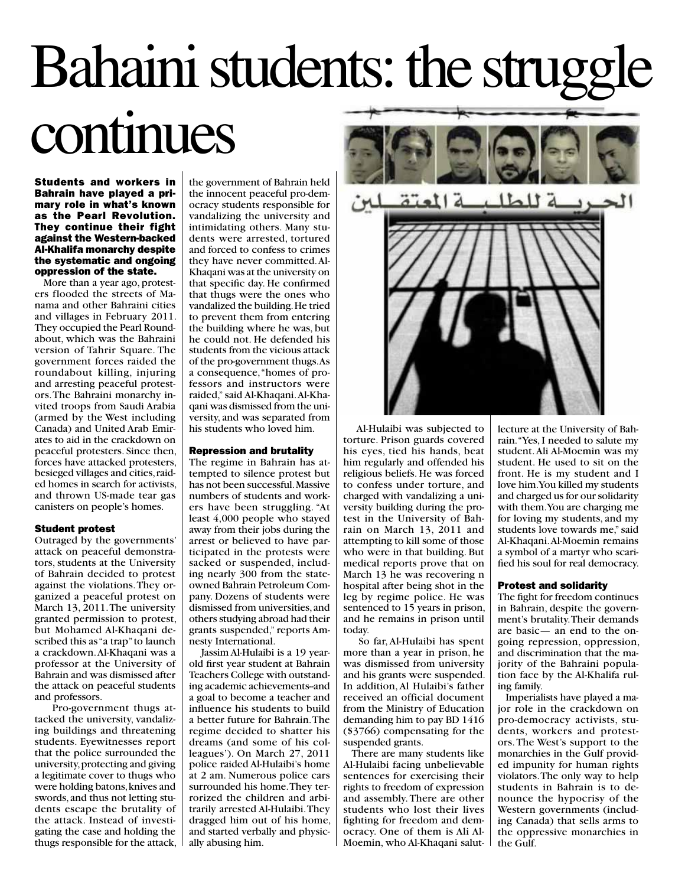# Bahaini students: the struggle continues

**Students and workers in Bahrain have played a primary role in what's known as the Pearl Revolution. They continue their fight against the Western-backed Al-Khalifa monarchy despite the systematic and ongoing oppression of the state.**

More than a year ago, protesters flooded the streets of Manama and other Bahraini cities and villages in February 2011. They occupied the Pearl Roundabout, which was the Bahraini version of Tahrir Square. The government forces raided the roundabout killing, injuring and arresting peaceful protestors. The Bahraini monarchy invited troops from Saudi Arabia (armed by the West including Canada) and United Arab Emirates to aid in the crackdown on peaceful protesters. Since then, forces have attacked protesters, besieged villages and cities, raided homes in search for activists, and thrown US-made tear gas canisters on people's homes.

### Student protest

Outraged by the governments' attack on peaceful demonstrators, students at the University of Bahrain decided to protest against the violations. They organized a peaceful protest on March 13, 2011. The university granted permission to protest, but Mohamed Al-Khaqani described this as "a trap" to launch a crackdown. Al-Khaqani was a professor at the University of Bahrain and was dismissed after the attack on peaceful students and professors.

Pro-government thugs attacked the university, vandalizing buildings and threatening students. Eyewitnesses report that the police surrounded the university, protecting and giving a legitimate cover to thugs who were holding batons, knives and swords, and thus not letting students escape the brutality of the attack. Instead of investigating the case and holding the thugs responsible for the attack, the government of Bahrain held the innocent peaceful pro-democracy students responsible for vandalizing the university and intimidating others. Many students were arrested, tortured and forced to confess to crimes they have never committed. Al-Khaqani was at the university on that specific day. He confirmed that thugs were the ones who vandalized the building. He tried to prevent them from entering the building where he was, but he could not. He defended his students from the vicious attack of the pro-government thugs. As a consequence, "homes of professors and instructors were raided," said Al-Khaqani. Al-Khaqani was dismissed from the university, and was separated from his students who loved him.

### Repression and brutality

The regime in Bahrain has attempted to silence protest but has not been successful. Massive numbers of students and workers have been struggling. "At least 4,000 people who stayed away from their jobs during the arrest or believed to have participated in the protests were sacked or suspended, including nearly 300 from the state-owned Bahrain Petroleum Company. Dozens of students were dismissed from universities, and others studying abroad had their grants suspended," reports Amnesty International.

Jassim Al-Hulaibi is a 19 year-old first year student at Bahrain Teachers College with outstanding academic achievements–and a goal to become a teacher and influence his students to build a better future for Bahrain. The regime decided to shatter his dreams (and some of his colleagues'). On March 27, 2011 police raided Al-Hulaibi's home at 2 am. Numerous police cars surrounded his home. They terrorized the children and arbitrarily arrested Al-Hulaibi. They dragged him out of his home, and started verbally and physically abusing him.

Al-Hulaibi was subjected to torture. Prison guards covered his eyes, tied his hands, beat him regularly and offended his religious beliefs. He was forced to confess under torture, and charged with vandalizing a university building during the protest in the University of Bahrain on March 13, 2011 and attempting to kill some of those who were in that building. But medical reports prove that on March 13 he was recovering n hospital after being shot in the leg by regime police. He was sentenced to 15 years in prison, and he remains in prison until today.

So far, Al-Hulaibi has spent more than a year in prison, he was dismissed from university and his grants were suspended. In addition, Al Hulaibi's father received an official document from the Ministry of Education demanding him to pay BD 1416 ($3766) compensating for the suspended grants.

There are many students like Al-Hulaibi facing unbelievable sentences for exercising their rights to freedom of expression and assembly. There are other students who lost their lives fighting for freedom and democracy. One of them is Ali Al-Moemin, who Al-Khaqani saluted at the University of Bahrain. "Yes, I needed to salute my student. Ali Al-Moemin was my student. He used to sit on the front. He is my student and I love him. You killed my students and charged us for our solidarity with them. You are charging me for loving my students, and my students love towards me," said Al-Khaqani. Al-Moemin remains a symbol of a martyr who scarified his soul for real democracy.

### Protest and solidarity

The fight for freedom continues in Bahrain, despite the government's brutality. Their demands are basic— an end to the ongoing repression, oppression, and discrimination that the majority of the Bahraini population face by the Al-Khalifa ruling family.

Imperialists have played a major role in the crackdown on pro-democracy activists, students, workers and protestors. The West's support to the monarchies in the Gulf provided impunity for human rights violators. The only way to help students in Bahrain is to denounce the hypocrisy of the Western governments (including Canada) that sells arms to the oppressive monarchies in the Gulf.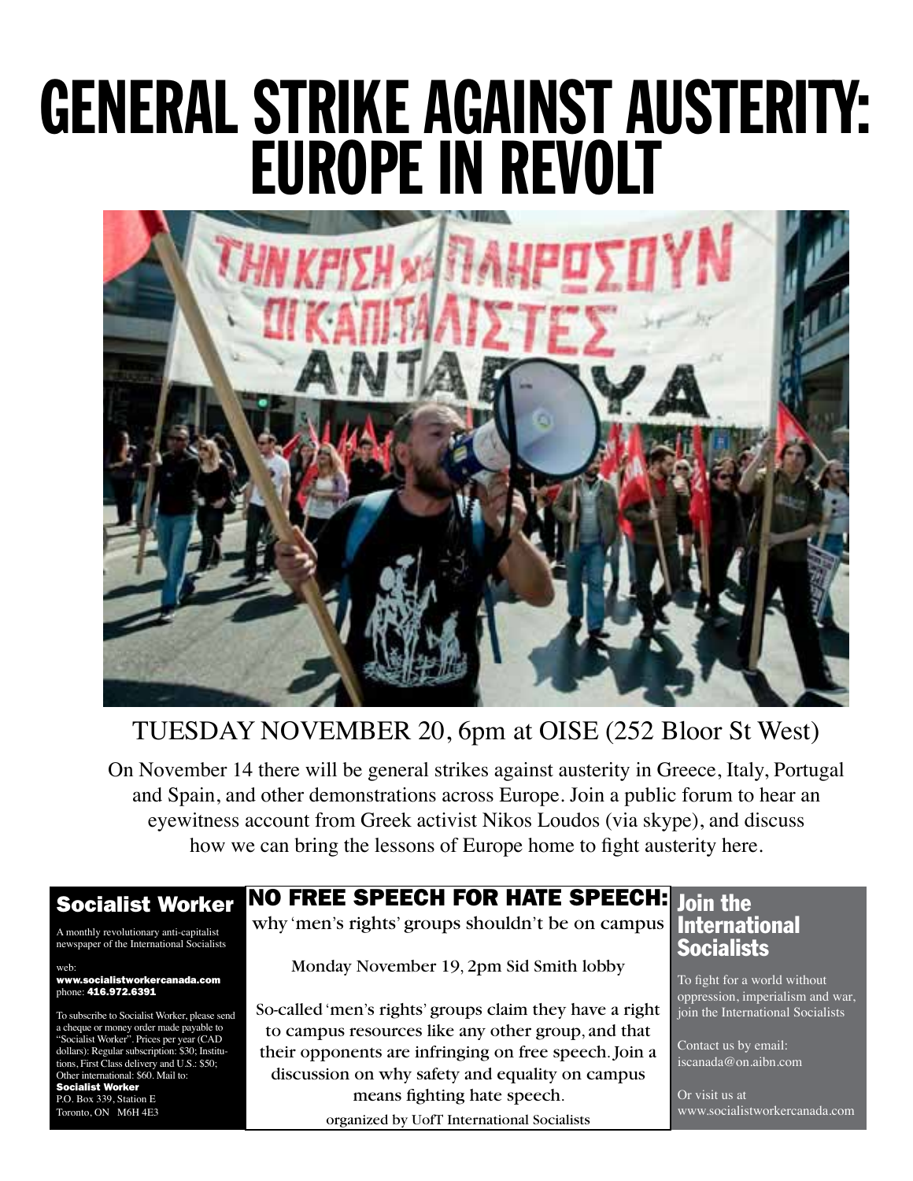# GENERAL STRIKE AGAINST AUSTERITY: EUROPE IN REVOLT

TUESDAY NOVEMBER 20, 6pm at OISE (252 Bloor St West)

On November 14 there will be general strikes against austerity in Greece, Italy, Portugal and Spain, and other demonstrations across Europe. Join a public forum to hear an eyewitness account from Greek activist Nikos Loudos (via skype), and discuss how we can bring the lessons of Europe home to fight austerity here.

## Socialist Worker

A monthly revolutionary anti-capitalist newspaper of the International Socialists

web:
**www.socialistworkercanada.com**
phone: **416.972.6391**

To subscribe to Socialist Worker, please send a cheque or money order made payable to "Socialist Worker". Prices per year (CAD dollars): Regular subscription: $30; Institutions, First Class delivery and U.S.: $50; Other international: $60. Mail to:
**Socialist Worker**
P.O. Box 339, Station E
Toronto, ON M6H 4E3

## NO FREE SPEECH FOR HATE SPEECH:

why 'men's rights' groups shouldn't be on campus

Monday November 19, 2pm Sid Smith lobby

So-called 'men's rights' groups claim they have a right to campus resources like any other group, and that their opponents are infringing on free speech. Join a discussion on why safety and equality on campus means fighting hate speech.

organized by UofT International Socialists

## Join the International Socialists

To fight for a world without oppression, imperialism and war, join the International Socialists

Contact us by email:
iscanada@on.aibn.com

Or visit us at
www.socialistworkercanada.com